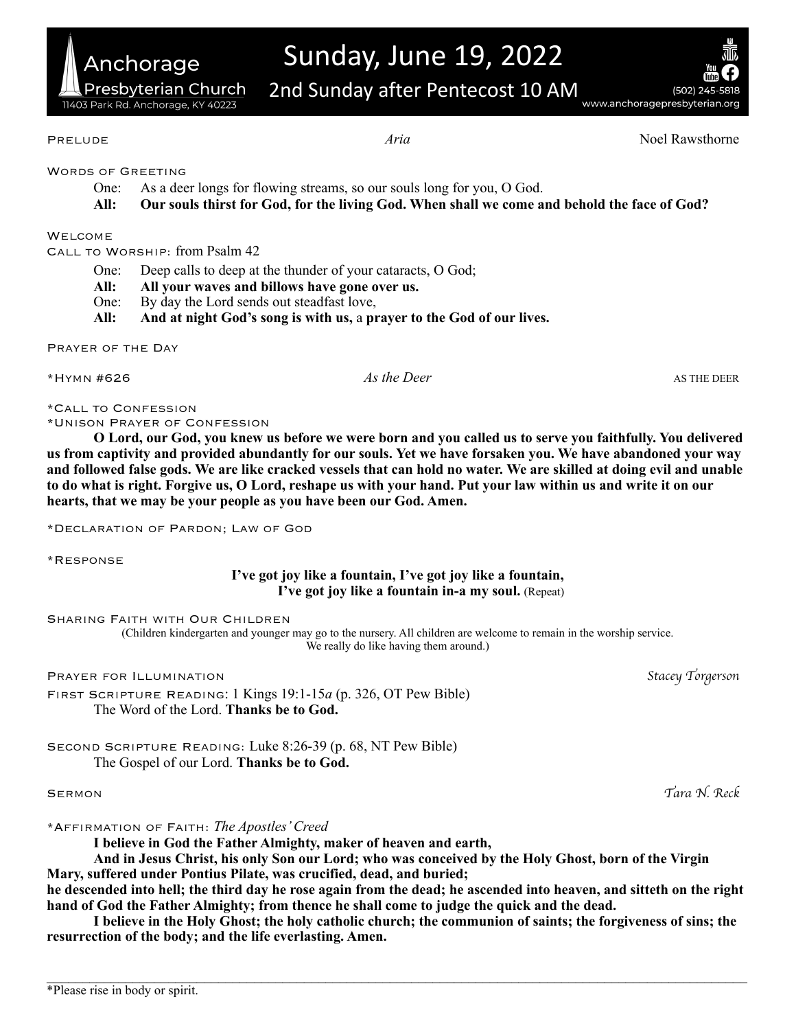# Sunday, June 19, 2022

## 2nd Sunday after Pentecost 10 AM

Anchorage Presbyterian Church
11403 Park Rd. Anchorage, KY 40223
(502) 245-5818
www.anchoragepresbyterian.org

PRELUDE *Aria* Noel Rawsthorne

WORDS OF GREETING

One: As a deer longs for flowing streams, so our souls long for you, O God.
**All: Our souls thirst for God, for the living God. When shall we come and behold the face of God?**

WELCOME

CALL TO WORSHIP: from Psalm 42

One: Deep calls to deep at the thunder of your cataracts, O God;
**All: All your waves and billows have gone over us.**
One: By day the Lord sends out steadfast love,
**All: And at night God's song is with us,** a **prayer to the God of our lives.**

PRAYER OF THE DAY

*HYMN #626 *As the Deer* AS THE DEER

*CALL TO CONFESSION

*UNISON PRAYER OF CONFESSION

**O Lord, our God, you knew us before we were born and you called us to serve you faithfully. You delivered us from captivity and provided abundantly for our souls. Yet we have forsaken you. We have abandoned your way and followed false gods. We are like cracked vessels that can hold no water. We are skilled at doing evil and unable to do what is right. Forgive us, O Lord, reshape us with your hand. Put your law within us and write it on our hearts, that we may be your people as you have been our God. Amen.**

*DECLARATION OF PARDON; LAW OF GOD

*RESPONSE

**I've got joy like a fountain, I've got joy like a fountain,**
**I've got joy like a fountain in-a my soul.** (Repeat)

SHARING FAITH WITH OUR CHILDREN

(Children kindergarten and younger may go to the nursery. All children are welcome to remain in the worship service. We really do like having them around.)

PRAYER FOR ILLUMINATION *Stacey Torgerson*

FIRST SCRIPTURE READING: 1 Kings 19:1-15*a* (p. 326, OT Pew Bible)
The Word of the Lord. **Thanks be to God.**

SECOND SCRIPTURE READING: Luke 8:26-39 (p. 68, NT Pew Bible)
The Gospel of our Lord. **Thanks be to God.**

SERMON *Tara N. Reck*

*AFFIRMATION OF FAITH: *The Apostles' Creed*

**I believe in God the Father Almighty, maker of heaven and earth,**

**And in Jesus Christ, his only Son our Lord; who was conceived by the Holy Ghost, born of the Virgin Mary, suffered under Pontius Pilate, was crucified, dead, and buried; he descended into hell; the third day he rose again from the dead; he ascended into heaven, and sitteth on the right hand of God the Father Almighty; from thence he shall come to judge the quick and the dead.**

**I believe in the Holy Ghost; the holy catholic church; the communion of saints; the forgiveness of sins; the resurrection of the body; and the life everlasting. Amen.**

*Please rise in body or spirit.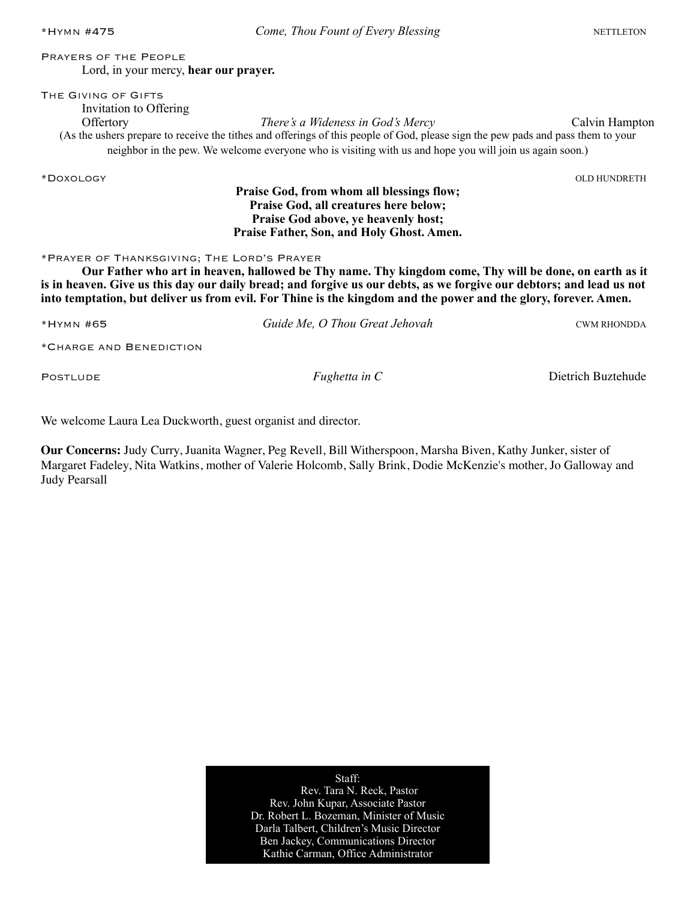*Hymn #475 *Come, Thou Fount of Every Blessing* NETTLETON

Prayers of the People

Lord, in your mercy, **hear our prayer.**

The Giving of Gifts

Invitation to Offering

Offertory *There's a Wideness in God's Mercy* Calvin Hampton

(As the ushers prepare to receive the tithes and offerings of this people of God, please sign the pew pads and pass them to your neighbor in the pew. We welcome everyone who is visiting with us and hope you will join us again soon.)

*Doxology OLD HUNDRETH

**Praise God, from whom all blessings flow;**
**Praise God, all creatures here below;**
**Praise God above, ye heavenly host;**
**Praise Father, Son, and Holy Ghost. Amen.**

*Prayer of Thanksgiving; The Lord's Prayer

**Our Father who art in heaven, hallowed be Thy name. Thy kingdom come, Thy will be done, on earth as it is in heaven. Give us this day our daily bread; and forgive us our debts, as we forgive our debtors; and lead us not into temptation, but deliver us from evil. For Thine is the kingdom and the power and the glory, forever. Amen.**

*Hymn #65 *Guide Me, O Thou Great Jehovah* CWM RHONDDA

*Charge and Benediction

Postlude *Fughetta in C* Dietrich Buztehude

We welcome Laura Lea Duckworth, guest organist and director.

**Our Concerns:** Judy Curry, Juanita Wagner, Peg Revell, Bill Witherspoon, Marsha Biven, Kathy Junker, sister of Margaret Fadeley, Nita Watkins, mother of Valerie Holcomb, Sally Brink, Dodie McKenzie's mother, Jo Galloway and Judy Pearsall

Staff:
Rev. Tara N. Reck, Pastor
Rev. John Kupar, Associate Pastor
Dr. Robert L. Bozeman, Minister of Music
Darla Talbert, Children's Music Director
Ben Jackey, Communications Director
Kathie Carman, Office Administrator